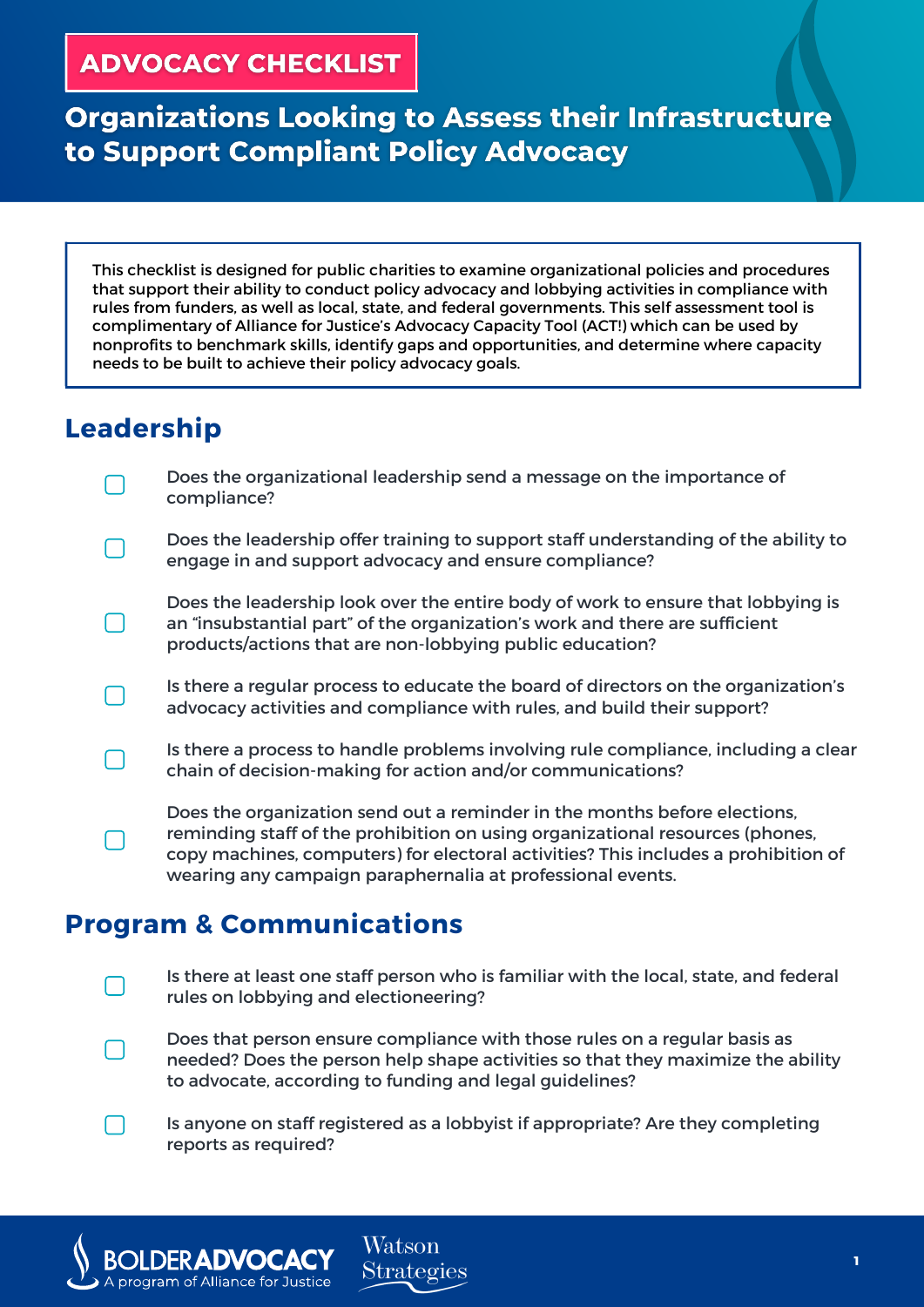**ADVOCACY CHECKLIST**

# Organizations Looking to Assess their Infrastructure to Support Compliant Policy Advocacy

This checklist is designed for public charities to examine organizational policies and procedures that support their ability to conduct policy advocacy and lobbying activities in compliance with rules from funders, as well as local, state, and federal governments. This self assessment tool is complimentary of Alliance for Justice's Advocacy Capacity Tool (ACT!) which can be used by nonprofits to benchmark skills, identify gaps and opportunities, and determine where capacity needs to be built to achieve their policy advocacy goals.

## Leadership

- [ ] Does the organizational leadership send a message on the importance of compliance?
- [ ] Does the leadership offer training to support staff understanding of the ability to engage in and support advocacy and ensure compliance?
- [ ] Does the leadership look over the entire body of work to ensure that lobbying is an "insubstantial part" of the organization's work and there are sufficient products/actions that are non-lobbying public education?
- [ ] Is there a regular process to educate the board of directors on the organization's advocacy activities and compliance with rules, and build their support?
- [ ] Is there a process to handle problems involving rule compliance, including a clear chain of decision-making for action and/or communications?
- [ ] Does the organization send out a reminder in the months before elections, reminding staff of the prohibition on using organizational resources (phones, copy machines, computers) for electoral activities? This includes a prohibition of wearing any campaign paraphernalia at professional events.

## Program & Communications

- [ ] Is there at least one staff person who is familiar with the local, state, and federal rules on lobbying and electioneering?
- [ ] Does that person ensure compliance with those rules on a regular basis as needed? Does the person help shape activities so that they maximize the ability to advocate, according to funding and legal guidelines?
- [ ] Is anyone on staff registered as a lobbyist if appropriate? Are they completing reports as required?

BOLDER ADVOCACY — A program of Alliance for Justice | Watson Strategies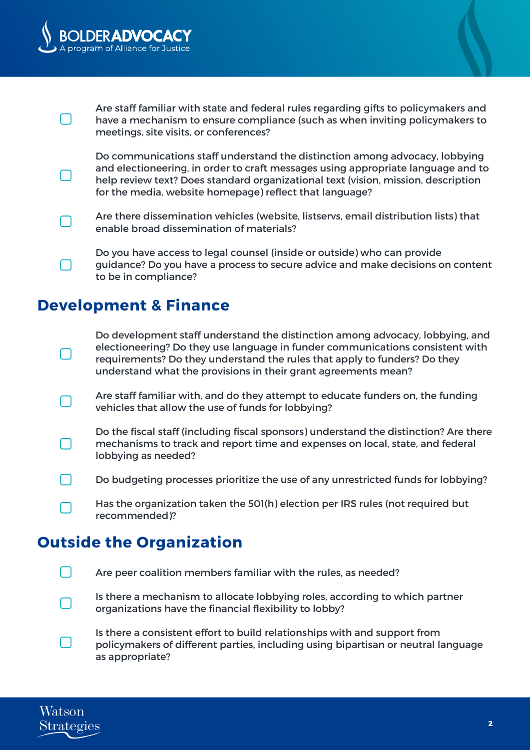- [ ] Are staff familiar with state and federal rules regarding gifts to policymakers and have a mechanism to ensure compliance (such as when inviting policymakers to meetings, site visits, or conferences?
- [ ] Do communications staff understand the distinction among advocacy, lobbying and electioneering, in order to craft messages using appropriate language and to help review text? Does standard organizational text (vision, mission, description for the media, website homepage) reflect that language?
- [ ] Are there dissemination vehicles (website, listservs, email distribution lists) that enable broad dissemination of materials?
- [ ] Do you have access to legal counsel (inside or outside) who can provide guidance? Do you have a process to secure advice and make decisions on content to be in compliance?

## Development & Finance

- [ ] Do development staff understand the distinction among advocacy, lobbying, and electioneering? Do they use language in funder communications consistent with requirements? Do they understand the rules that apply to funders? Do they understand what the provisions in their grant agreements mean?
- [ ] Are staff familiar with, and do they attempt to educate funders on, the funding vehicles that allow the use of funds for lobbying?
- [ ] Do the fiscal staff (including fiscal sponsors) understand the distinction? Are there mechanisms to track and report time and expenses on local, state, and federal lobbying as needed?
- [ ] Do budgeting processes prioritize the use of any unrestricted funds for lobbying?
- [ ] Has the organization taken the 501(h) election per IRS rules (not required but recommended)?

## Outside the Organization

- [ ] Are peer coalition members familiar with the rules, as needed?
- [ ] Is there a mechanism to allocate lobbying roles, according to which partner organizations have the financial flexibility to lobby?
- [ ] Is there a consistent effort to build relationships with and support from policymakers of different parties, including using bipartisan or neutral language as appropriate?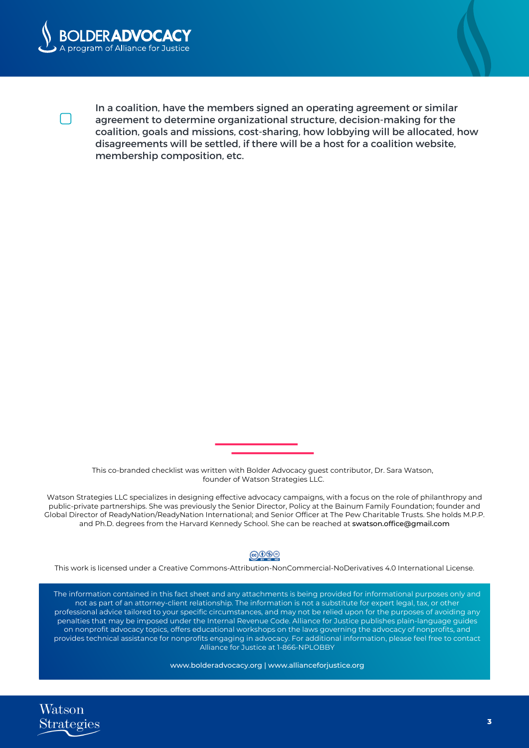- [ ] In a coalition, have the members signed an operating agreement or similar agreement to determine organizational structure, decision-making for the coalition, goals and missions, cost-sharing, how lobbying will be allocated, how disagreements will be settled, if there will be a host for a coalition website, membership composition, etc.

This co-branded checklist was written with Bolder Advocacy guest contributor, Dr. Sara Watson, founder of Watson Strategies LLC.

Watson Strategies LLC specializes in designing effective advocacy campaigns, with a focus on the role of philanthropy and public-private partnerships. She was previously the Senior Director, Policy at the Bainum Family Foundation; founder and Global Director of ReadyNation/ReadyNation International; and Senior Officer at The Pew Charitable Trusts. She holds M.P.P. and Ph.D. degrees from the Harvard Kennedy School. She can be reached at swatson.office@gmail.com

This work is licensed under a Creative Commons-Attribution-NonCommercial-NoDerivatives 4.0 International License.

The information contained in this fact sheet and any attachments is being provided for informational purposes only and not as part of an attorney-client relationship. The information is not a substitute for expert legal, tax, or other professional advice tailored to your specific circumstances, and may not be relied upon for the purposes of avoiding any penalties that may be imposed under the Internal Revenue Code. Alliance for Justice publishes plain-language guides on nonprofit advocacy topics, offers educational workshops on the laws governing the advocacy of nonprofits, and provides technical assistance for nonprofits engaging in advocacy. For additional information, please feel free to contact Alliance for Justice at 1-866-NPLOBBY

www.bolderadvocacy.org | www.allianceforjustice.org